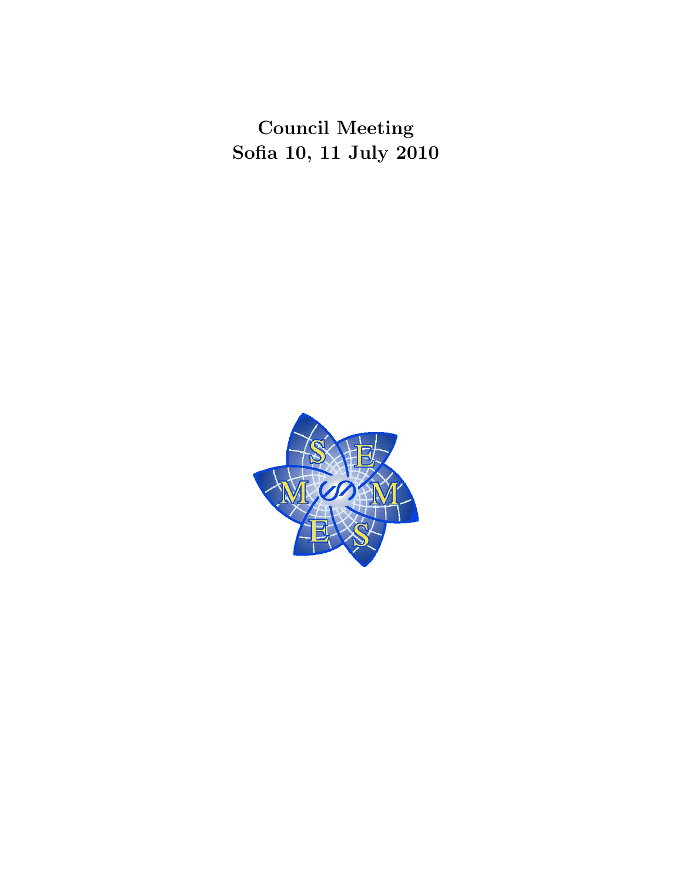# Council Meeting
# Sofia 10, 11 July 2010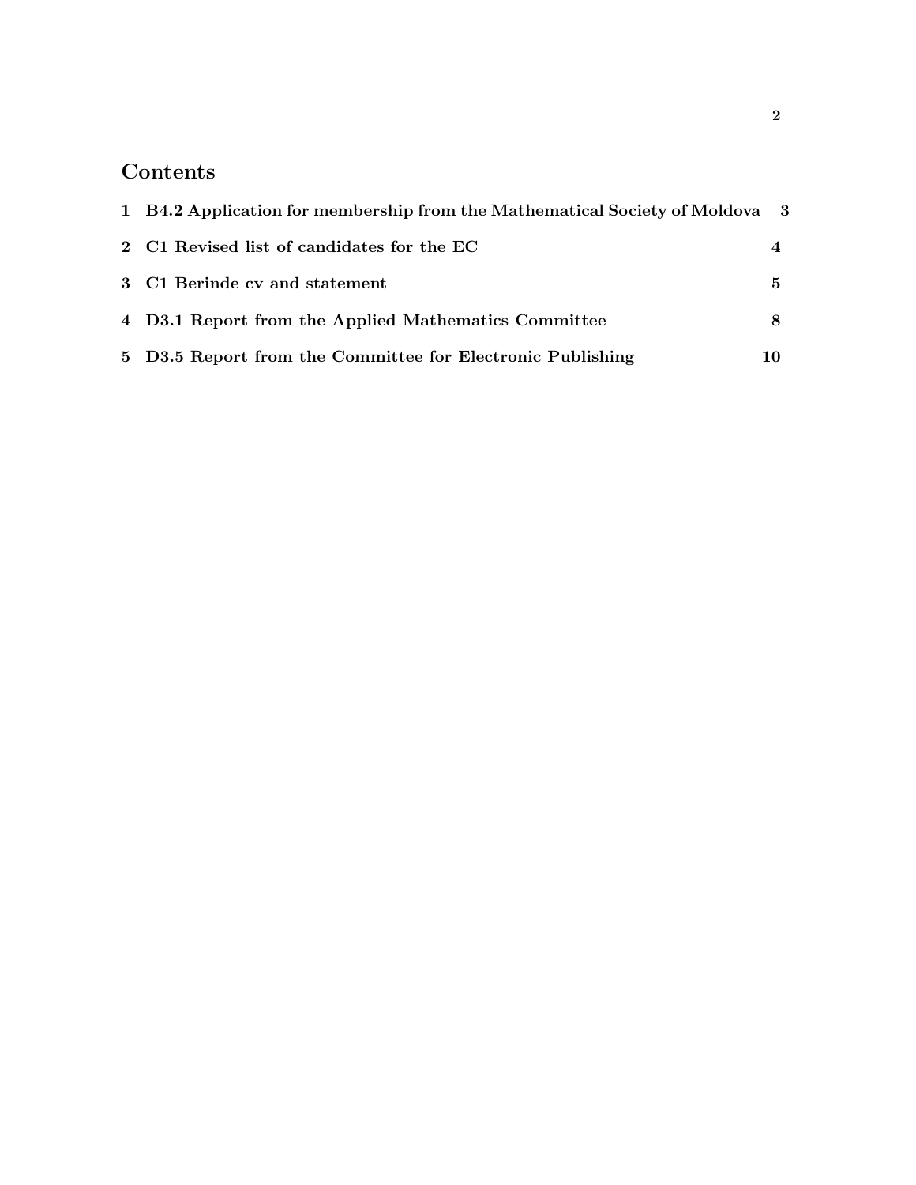## Contents

1 B4.2 Application for membership from the Mathematical Society of Moldova 3

2 C1 Revised list of candidates for the EC 4

3 C1 Berinde cv and statement 5

4 D3.1 Report from the Applied Mathematics Committee 8

5 D3.5 Report from the Committee for Electronic Publishing 10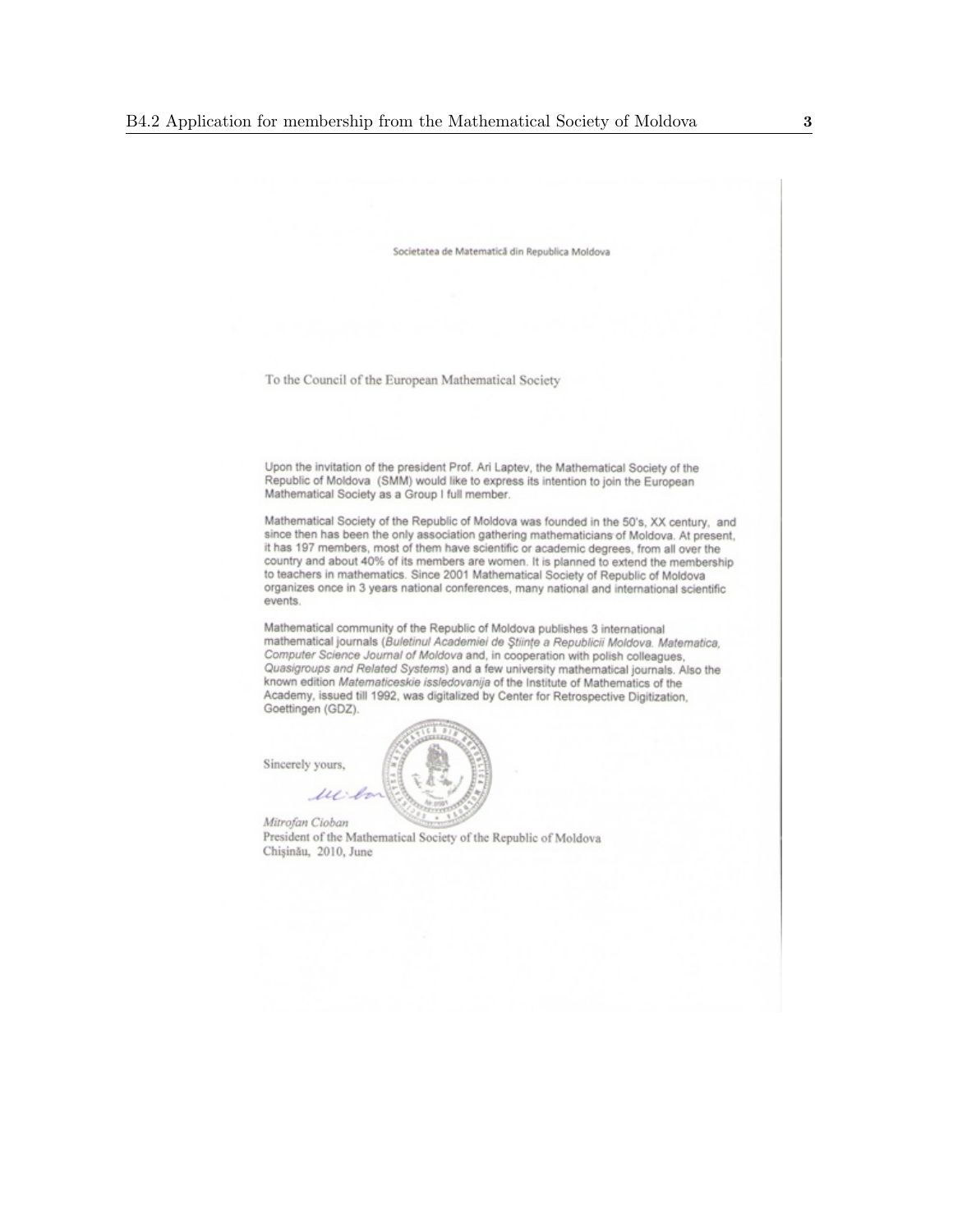Societatea de Matematică din Republica Moldova

To the Council of the European Mathematical Society

Upon the invitation of the president Prof. Ari Laptev, the Mathematical Society of the Republic of Moldova (SMM) would like to express its intention to join the European Mathematical Society as a Group I full member.

Mathematical Society of the Republic of Moldova was founded in the 50's, XX century, and since then has been the only association gathering mathematicians of Moldova. At present, it has 197 members, most of them have scientific or academic degrees, from all over the country and about 40% of its members are women. It is planned to extend the membership to teachers in mathematics. Since 2001 Mathematical Society of Republic of Moldova organizes once in 3 years national conferences, many national and international scientific events.

Mathematical community of the Republic of Moldova publishes 3 international mathematical journals (*Buletinul Academiei de Ştiinţe a Republicii Moldova. Matematica*, *Computer Science Journal of Moldova* and, in cooperation with polish colleagues, *Quasigroups and Related Systems*) and a few university mathematical journals. Also the known edition *Matematiceskie issledovanija* of the Institute of Mathematics of the Academy, issued till 1992, was digitalized by Center for Retrospective Digitization, Goettingen (GDZ).

Sincerely yours,

*Mitrofan Cioban*
President of the Mathematical Society of the Republic of Moldova
Chişinău, 2010, June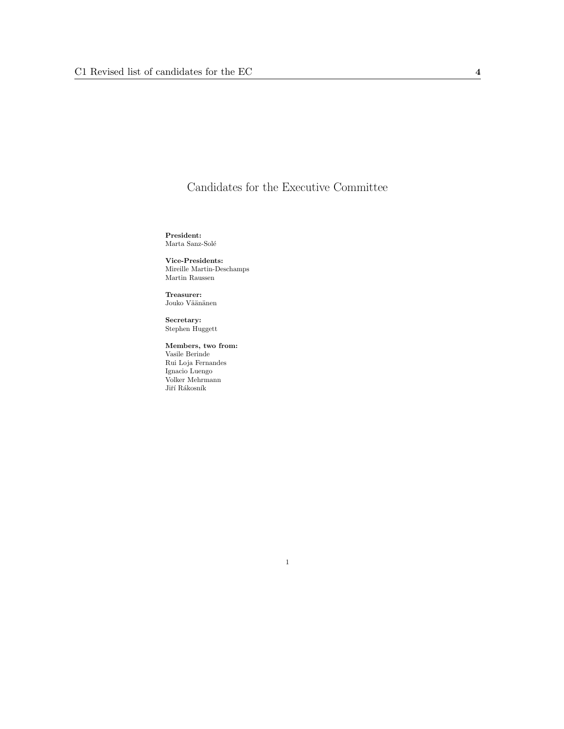# Candidates for the Executive Committee

**President:**
Marta Sanz-Solé

**Vice-Presidents:**
Mireille Martin-Deschamps
Martin Raussen

**Treasurer:**
Jouko Väänänen

**Secretary:**
Stephen Huggett

**Members, two from:**
Vasile Berinde
Rui Loja Fernandes
Ignacio Luengo
Volker Mehrmann
Jiří Rákosník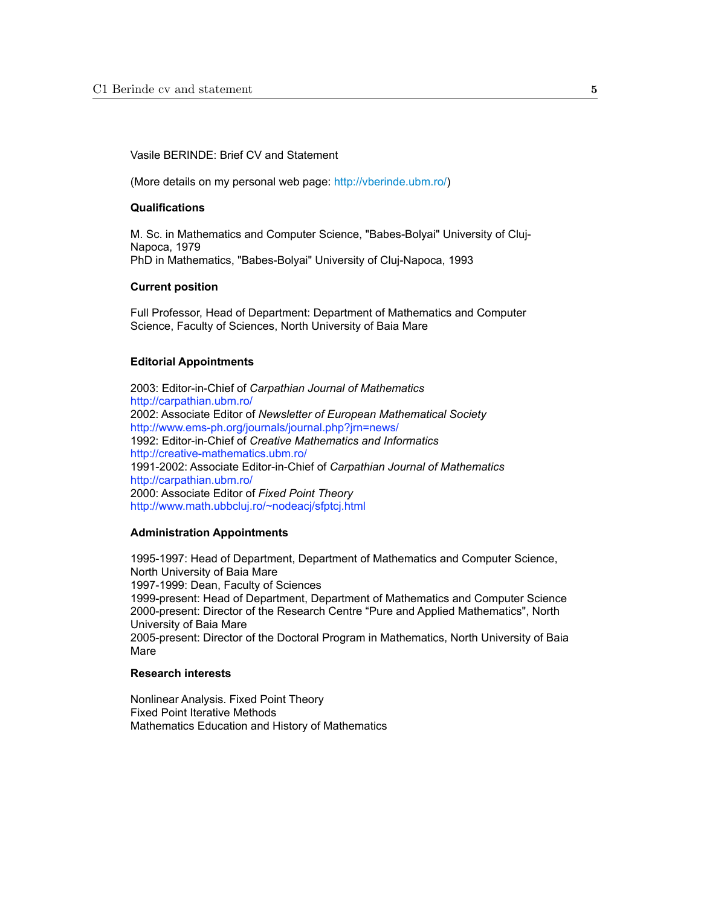Vasile BERINDE: Brief CV and Statement

(More details on my personal web page: http://vberinde.ubm.ro/)

**Qualifications**

M. Sc. in Mathematics and Computer Science, "Babes-Bolyai" University of Cluj-Napoca, 1979
PhD in Mathematics, "Babes-Bolyai" University of Cluj-Napoca, 1993

**Current position**

Full Professor, Head of Department: Department of Mathematics and Computer Science, Faculty of Sciences, North University of Baia Mare

**Editorial Appointments**

2003: Editor-in-Chief of *Carpathian Journal of Mathematics*
http://carpathian.ubm.ro/
2002: Associate Editor of *Newsletter of European Mathematical Society*
http://www.ems-ph.org/journals/journal.php?jrn=news/
1992: Editor-in-Chief of *Creative Mathematics and Informatics*
http://creative-mathematics.ubm.ro/
1991-2002: Associate Editor-in-Chief of *Carpathian Journal of Mathematics*
http://carpathian.ubm.ro/
2000: Associate Editor of *Fixed Point Theory*
http://www.math.ubbcluj.ro/~nodeacj/sfptcj.html

**Administration Appointments**

1995-1997: Head of Department, Department of Mathematics and Computer Science, North University of Baia Mare
1997-1999: Dean, Faculty of Sciences
1999-present: Head of Department, Department of Mathematics and Computer Science
2000-present: Director of the Research Centre "Pure and Applied Mathematics", North University of Baia Mare
2005-present: Director of the Doctoral Program in Mathematics, North University of Baia Mare

**Research interests**

Nonlinear Analysis. Fixed Point Theory
Fixed Point Iterative Methods
Mathematics Education and History of Mathematics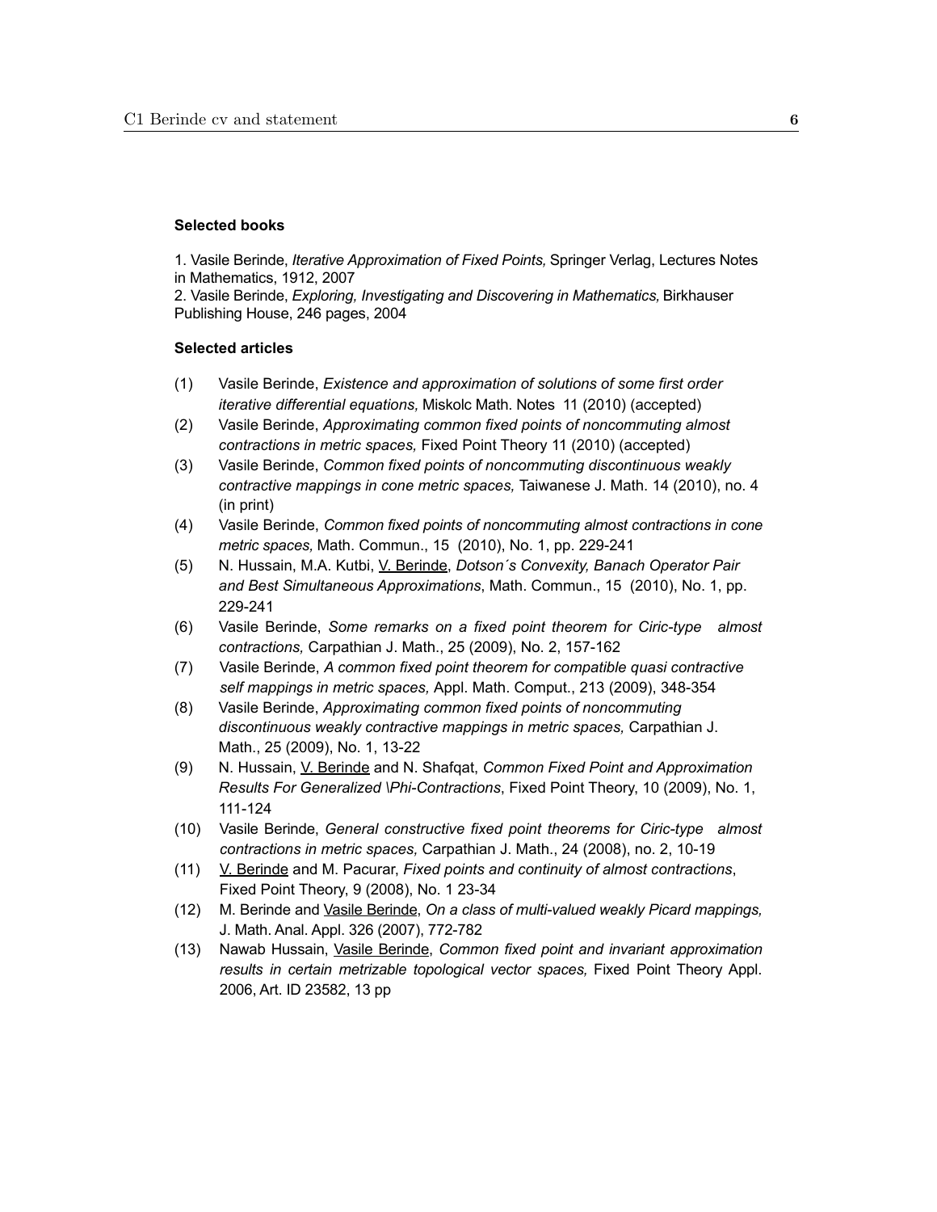**Selected books**

1. Vasile Berinde, *Iterative Approximation of Fixed Points,* Springer Verlag, Lectures Notes in Mathematics, 1912, 2007
2. Vasile Berinde, *Exploring, Investigating and Discovering in Mathematics,* Birkhauser Publishing House, 246 pages, 2004

**Selected articles**

(1) Vasile Berinde, *Existence and approximation of solutions of some first order iterative differential equations,* Miskolc Math. Notes 11 (2010) (accepted)

(2) Vasile Berinde, *Approximating common fixed points of noncommuting almost contractions in metric spaces,* Fixed Point Theory 11 (2010) (accepted)

(3) Vasile Berinde, *Common fixed points of noncommuting discontinuous weakly contractive mappings in cone metric spaces,* Taiwanese J. Math. 14 (2010), no. 4 (in print)

(4) Vasile Berinde, *Common fixed points of noncommuting almost contractions in cone metric spaces,* Math. Commun., 15 (2010), No. 1, pp. 229-241

(5) N. Hussain, M.A. Kutbi, V. Berinde, *Dotson´s Convexity, Banach Operator Pair and Best Simultaneous Approximations*, Math. Commun., 15 (2010), No. 1, pp. 229-241

(6) Vasile Berinde, *Some remarks on a fixed point theorem for Ciric-type almost contractions,* Carpathian J. Math., 25 (2009), No. 2, 157-162

(7) Vasile Berinde, *A common fixed point theorem for compatible quasi contractive self mappings in metric spaces,* Appl. Math. Comput., 213 (2009), 348-354

(8) Vasile Berinde, *Approximating common fixed points of noncommuting discontinuous weakly contractive mappings in metric spaces,* Carpathian J. Math., 25 (2009), No. 1, 13-22

(9) N. Hussain, V. Berinde and N. Shafqat, *Common Fixed Point and Approximation Results For Generalized \Phi-Contractions*, Fixed Point Theory, 10 (2009), No. 1, 111-124

(10) Vasile Berinde, *General constructive fixed point theorems for Ciric-type almost contractions in metric spaces,* Carpathian J. Math., 24 (2008), no. 2, 10-19

(11) V. Berinde and M. Pacurar, *Fixed points and continuity of almost contractions*, Fixed Point Theory, 9 (2008), No. 1 23-34

(12) M. Berinde and Vasile Berinde, *On a class of multi-valued weakly Picard mappings,* J. Math. Anal. Appl. 326 (2007), 772-782

(13) Nawab Hussain, Vasile Berinde, *Common fixed point and invariant approximation results in certain metrizable topological vector spaces,* Fixed Point Theory Appl. 2006, Art. ID 23582, 13 pp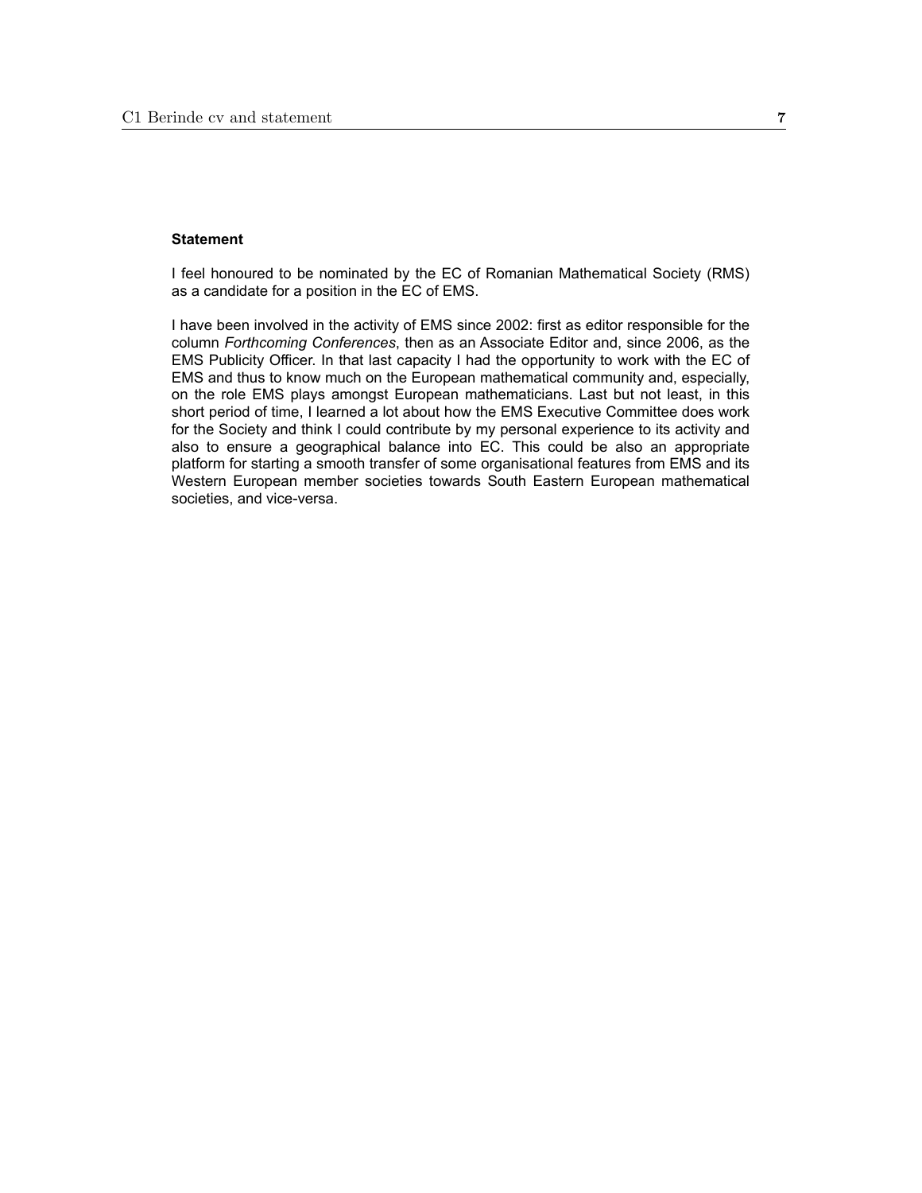**Statement**

I feel honoured to be nominated by the EC of Romanian Mathematical Society (RMS) as a candidate for a position in the EC of EMS.

I have been involved in the activity of EMS since 2002: first as editor responsible for the column *Forthcoming Conferences*, then as an Associate Editor and, since 2006, as the EMS Publicity Officer. In that last capacity I had the opportunity to work with the EC of EMS and thus to know much on the European mathematical community and, especially, on the role EMS plays amongst European mathematicians. Last but not least, in this short period of time, I learned a lot about how the EMS Executive Committee does work for the Society and think I could contribute by my personal experience to its activity and also to ensure a geographical balance into EC. This could be also an appropriate platform for starting a smooth transfer of some organisational features from EMS and its Western European member societies towards South Eastern European mathematical societies, and vice-versa.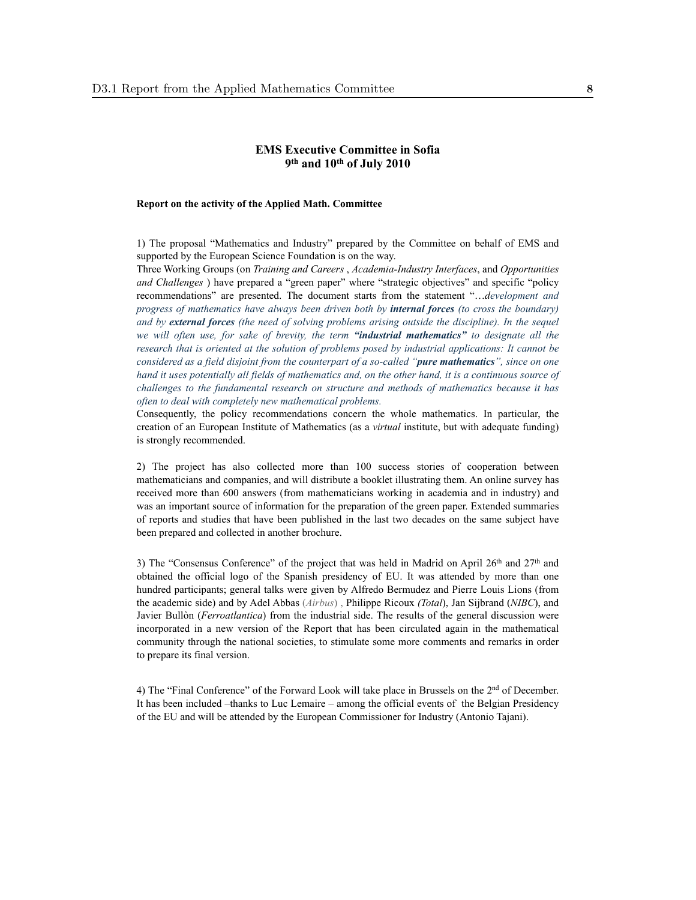**EMS Executive Committee in Sofia**
**9th and 10th of July 2010**

**Report on the activity of the Applied Math. Committee**

1) The proposal "Mathematics and Industry" prepared by the Committee on behalf of EMS and supported by the European Science Foundation is on the way.
Three Working Groups (on *Training and Careers* , *Academia-Industry Interfaces*, and *Opportunities and Challenges* ) have prepared a "green paper" where "strategic objectives" and specific "policy recommendations" are presented. The document starts from the statement "…*development and progress of mathematics have always been driven both by **internal forces** (to cross the boundary) and by **external forces** (the need of solving problems arising outside the discipline). In the sequel we will often use, for sake of brevity, the term **"industrial mathematics"** to designate all the research that is oriented at the solution of problems posed by industrial applications: It cannot be considered as a field disjoint from the counterpart of a so-called "**pure mathematics**", since on one hand it uses potentially all fields of mathematics and, on the other hand, it is a continuous source of challenges to the fundamental research on structure and methods of mathematics because it has often to deal with completely new mathematical problems.*
Consequently, the policy recommendations concern the whole mathematics. In particular, the creation of an European Institute of Mathematics (as a *virtual* institute, but with adequate funding) is strongly recommended.

2) The project has also collected more than 100 success stories of cooperation between mathematicians and companies, and will distribute a booklet illustrating them. An online survey has received more than 600 answers (from mathematicians working in academia and in industry) and was an important source of information for the preparation of the green paper. Extended summaries of reports and studies that have been published in the last two decades on the same subject have been prepared and collected in another brochure.

3) The "Consensus Conference" of the project that was held in Madrid on April 26th and 27th and obtained the official logo of the Spanish presidency of EU. It was attended by more than one hundred participants; general talks were given by Alfredo Bermudez and Pierre Louis Lions (from the academic side) and by Adel Abbas (*Airbus*) , Philippe Ricoux *(Total*), Jan Sijbrand (*NIBC*), and Javier Bullòn (*Ferroatlantica*) from the industrial side. The results of the general discussion were incorporated in a new version of the Report that has been circulated again in the mathematical community through the national societies, to stimulate some more comments and remarks in order to prepare its final version.

4) The "Final Conference" of the Forward Look will take place in Brussels on the 2nd of December. It has been included –thanks to Luc Lemaire – among the official events of the Belgian Presidency of the EU and will be attended by the European Commissioner for Industry (Antonio Tajani).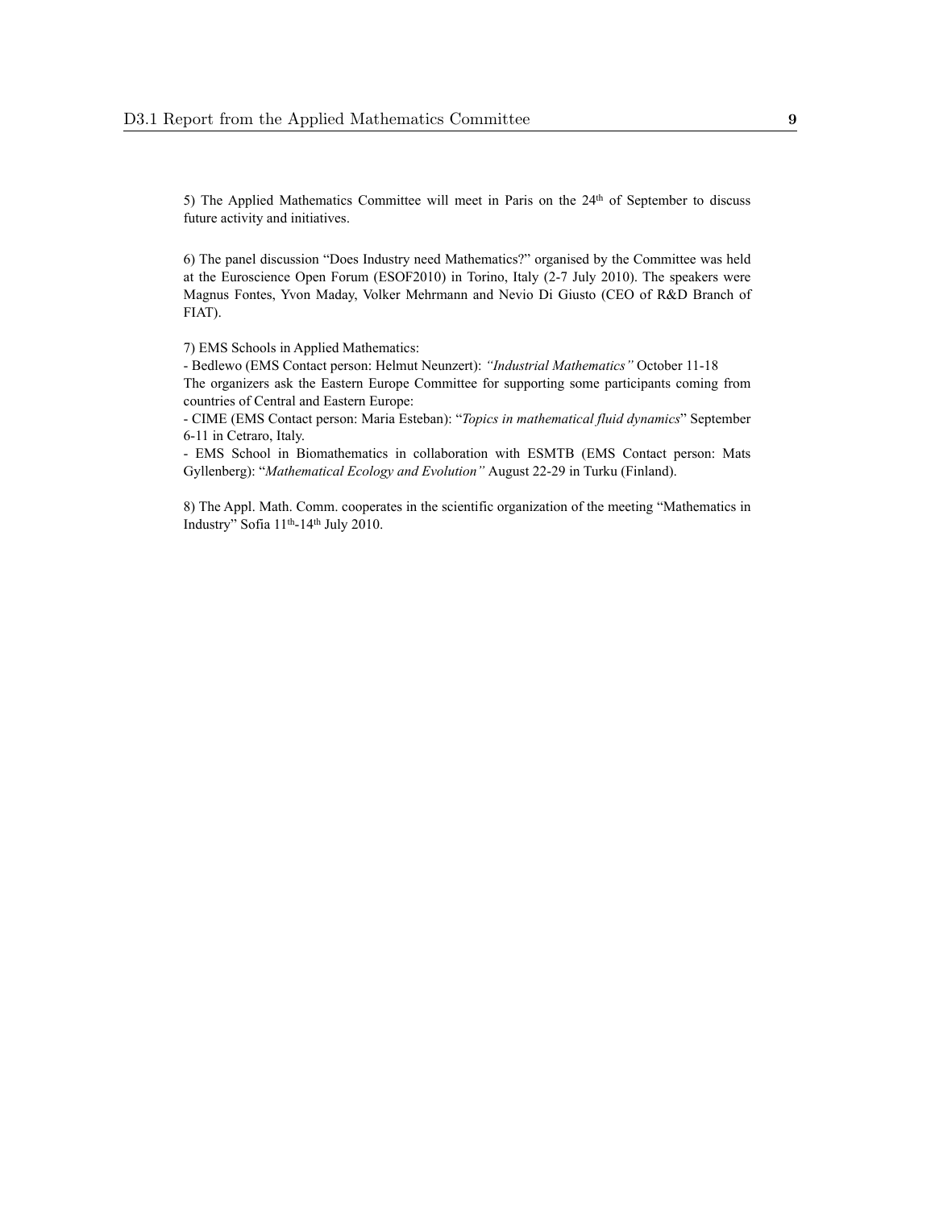5) The Applied Mathematics Committee will meet in Paris on the 24th of September to discuss future activity and initiatives.

6) The panel discussion "Does Industry need Mathematics?" organised by the Committee was held at the Euroscience Open Forum (ESOF2010) in Torino, Italy (2-7 July 2010). The speakers were Magnus Fontes, Yvon Maday, Volker Mehrmann and Nevio Di Giusto (CEO of R&D Branch of FIAT).

7) EMS Schools in Applied Mathematics:
- Bedlewo (EMS Contact person: Helmut Neunzert): *"Industrial Mathematics"* October 11-18
The organizers ask the Eastern Europe Committee for supporting some participants coming from countries of Central and Eastern Europe:
- CIME (EMS Contact person: Maria Esteban): "*Topics in mathematical fluid dynamics*" September 6-11 in Cetraro, Italy.
- EMS School in Biomathematics in collaboration with ESMTB (EMS Contact person: Mats Gyllenberg): "*Mathematical Ecology and Evolution"* August 22-29 in Turku (Finland).

8) The Appl. Math. Comm. cooperates in the scientific organization of the meeting "Mathematics in Industry" Sofia 11th-14th July 2010.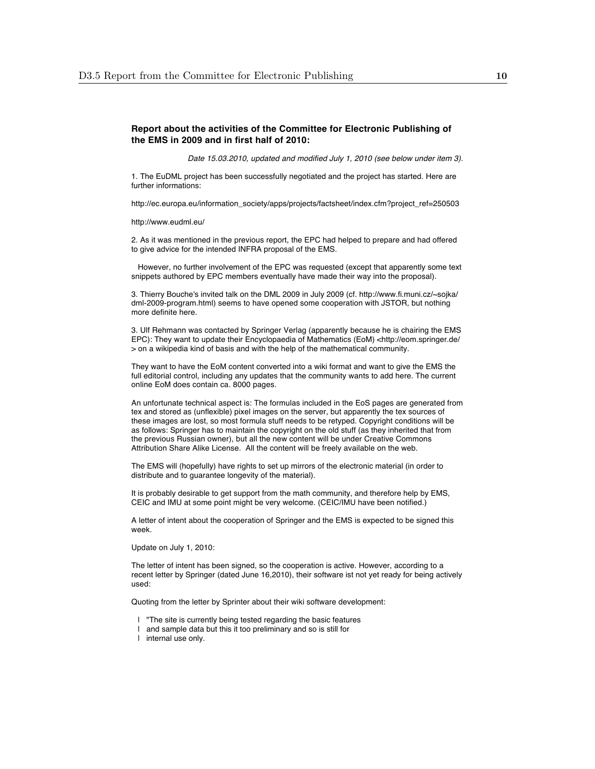**Report about the activities of the Committee for Electronic Publishing of the EMS in 2009 and in first half of 2010:**

*Date 15.03.2010, updated and modified July 1, 2010 (see below under item 3).*

1. The EuDML project has been successfully negotiated and the project has started. Here are further informations:

http://ec.europa.eu/information_society/apps/projects/factsheet/index.cfm?project_ref=250503

http://www.eudml.eu/

2. As it was mentioned in the previous report, the EPC had helped to prepare and had offered to give advice for the intended INFRA proposal of the EMS.

However, no further involvement of the EPC was requested (except that apparently some text snippets authored by EPC members eventually have made their way into the proposal).

3. Thierry Bouche's invited talk on the DML 2009 in July 2009 (cf. http://www.fi.muni.cz/~sojka/dml-2009-program.html) seems to have opened some cooperation with JSTOR, but nothing more definite here.

3. Ulf Rehmann was contacted by Springer Verlag (apparently because he is chairing the EMS EPC): They want to update their Encyclopaedia of Mathematics (EoM) <http://eom.springer.de/> on a wikipedia kind of basis and with the help of the mathematical community.

They want to have the EoM content converted into a wiki format and want to give the EMS the full editorial control, including any updates that the community wants to add here. The current online EoM does contain ca. 8000 pages.

An unfortunate technical aspect is: The formulas included in the EoS pages are generated from tex and stored as (unflexible) pixel images on the server, but apparently the tex sources of these images are lost, so most formula stuff needs to be retyped. Copyright conditions will be as follows: Springer has to maintain the copyright on the old stuff (as they inherited that from the previous Russian owner), but all the new content will be under Creative Commons Attribution Share Alike License. All the content will be freely available on the web.

The EMS will (hopefully) have rights to set up mirrors of the electronic material (in order to distribute and to guarantee longevity of the material).

It is probably desirable to get support from the math community, and therefore help by EMS, CEIC and IMU at some point might be very welcome. (CEIC/IMU have been notified.)

A letter of intent about the cooperation of Springer and the EMS is expected to be signed this week.

Update on July 1, 2010:

The letter of intent has been signed, so the cooperation is active. However, according to a recent letter by Springer (dated June 16,2010), their software ist not yet ready for being actively used:

Quoting from the letter by Sprinter about their wiki software development:

> "The site is currently being tested regarding the basic features
> and sample data but this it too preliminary and so is still for
> internal use only.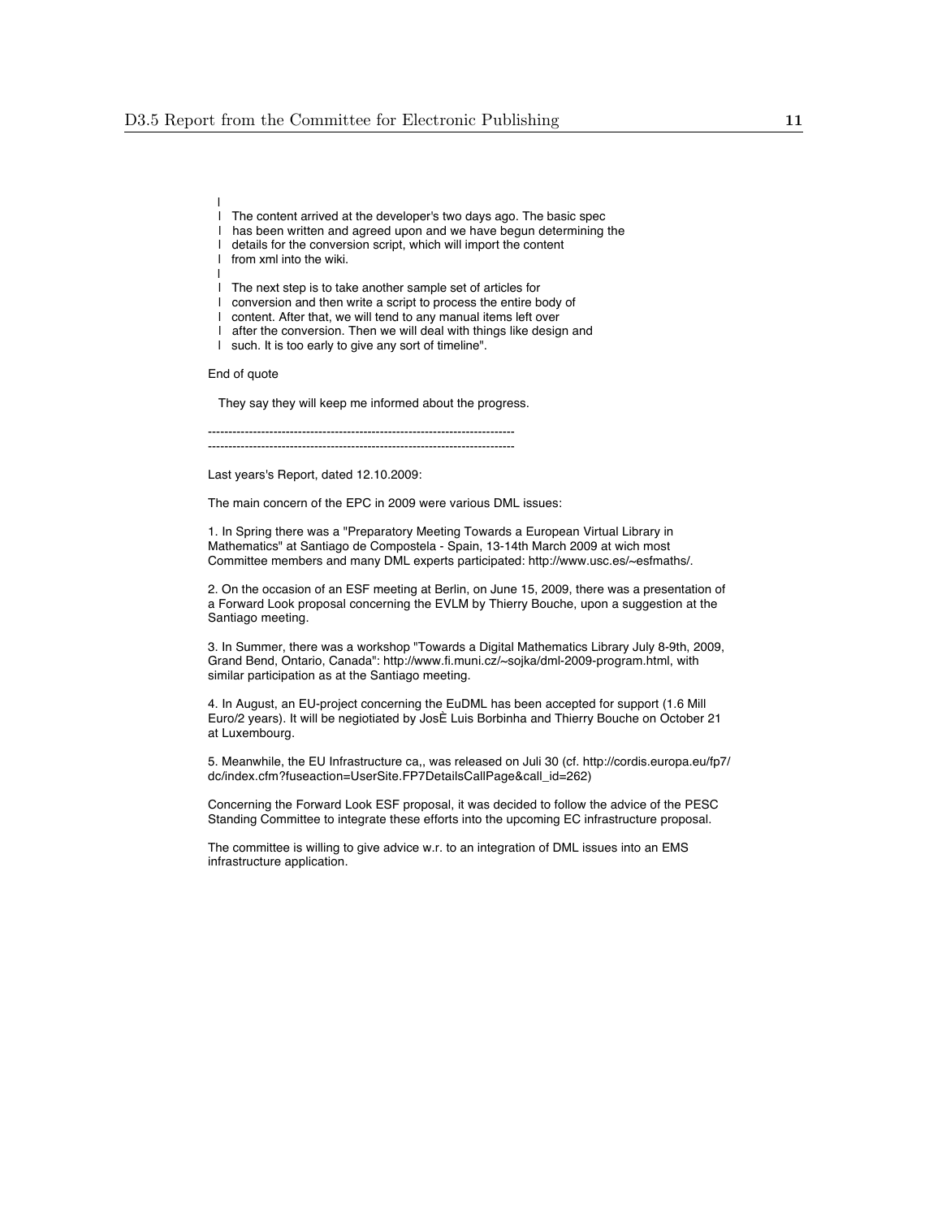|
| The content arrived at the developer's two days ago. The basic spec
| has been written and agreed upon and we have begun determining the
| details for the conversion script, which will import the content
| from xml into the wiki.
|
| The next step is to take another sample set of articles for
| conversion and then write a script to process the entire body of
| content. After that, we will tend to any manual items left over
| after the conversion. Then we will deal with things like design and
| such. It is too early to give any sort of timeline".

End of quote

They say they will keep me informed about the progress.

---------------------------------------------------------------------------

---------------------------------------------------------------------------

Last years's Report, dated 12.10.2009:

The main concern of the EPC in 2009 were various DML issues:

1. In Spring there was a "Preparatory Meeting Towards a European Virtual Library in Mathematics" at Santiago de Compostela - Spain, 13-14th March 2009 at wich most Committee members and many DML experts participated: http://www.usc.es/~esfmaths/.

2. On the occasion of an ESF meeting at Berlin, on June 15, 2009, there was a presentation of a Forward Look proposal concerning the EVLM by Thierry Bouche, upon a suggestion at the Santiago meeting.

3. In Summer, there was a workshop "Towards a Digital Mathematics Library July 8-9th, 2009, Grand Bend, Ontario, Canada": http://www.fi.muni.cz/~sojka/dml-2009-program.html, with similar participation as at the Santiago meeting.

4. In August, an EU-project concerning the EuDML has been accepted for support (1.6 Mill Euro/2 years). It will be negiotiated by JosÈ Luis Borbinha and Thierry Bouche on October 21 at Luxembourg.

5. Meanwhile, the EU Infrastructure ca,, was released on Juli 30 (cf. http://cordis.europa.eu/fp7/dc/index.cfm?fuseaction=UserSite.FP7DetailsCallPage&call_id=262)

Concerning the Forward Look ESF proposal, it was decided to follow the advice of the PESC Standing Committee to integrate these efforts into the upcoming EC infrastructure proposal.

The committee is willing to give advice w.r. to an integration of DML issues into an EMS infrastructure application.